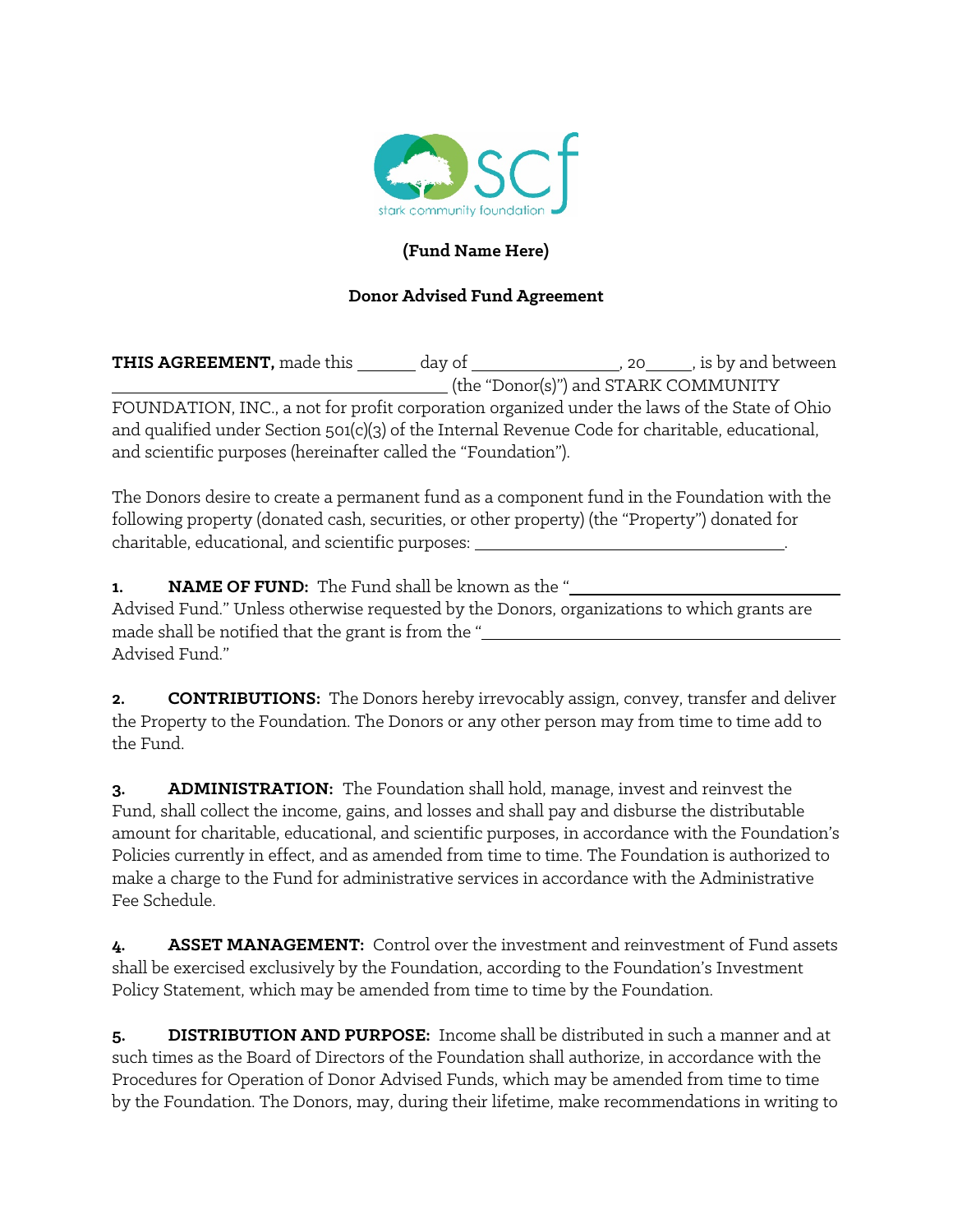**(Fund Name Here)**

**Donor Advised Fund Agreement**

**THIS AGREEMENT,** made this _______ day of _________________, 20_____, is by and between _____________________________________ (the "Donor(s)") and STARK COMMUNITY FOUNDATION, INC., a not for profit corporation organized under the laws of the State of Ohio and qualified under Section 501(c)(3) of the Internal Revenue Code for charitable, educational, and scientific purposes (hereinafter called the "Foundation").

The Donors desire to create a permanent fund as a component fund in the Foundation with the following property (donated cash, securities, or other property) (the "Property") donated for charitable, educational, and scientific purposes: ___________________________________.

**1. NAME OF FUND:** The Fund shall be known as the "______________________________ Advised Fund." Unless otherwise requested by the Donors, organizations to which grants are made shall be notified that the grant is from the "______________________________________ Advised Fund."

**2. CONTRIBUTIONS:** The Donors hereby irrevocably assign, convey, transfer and deliver the Property to the Foundation. The Donors or any other person may from time to time add to the Fund.

**3. ADMINISTRATION:** The Foundation shall hold, manage, invest and reinvest the Fund, shall collect the income, gains, and losses and shall pay and disburse the distributable amount for charitable, educational, and scientific purposes, in accordance with the Foundation's Policies currently in effect, and as amended from time to time. The Foundation is authorized to make a charge to the Fund for administrative services in accordance with the Administrative Fee Schedule.

**4. ASSET MANAGEMENT:** Control over the investment and reinvestment of Fund assets shall be exercised exclusively by the Foundation, according to the Foundation's Investment Policy Statement, which may be amended from time to time by the Foundation.

**5. DISTRIBUTION AND PURPOSE:** Income shall be distributed in such a manner and at such times as the Board of Directors of the Foundation shall authorize, in accordance with the Procedures for Operation of Donor Advised Funds, which may be amended from time to time by the Foundation. The Donors, may, during their lifetime, make recommendations in writing to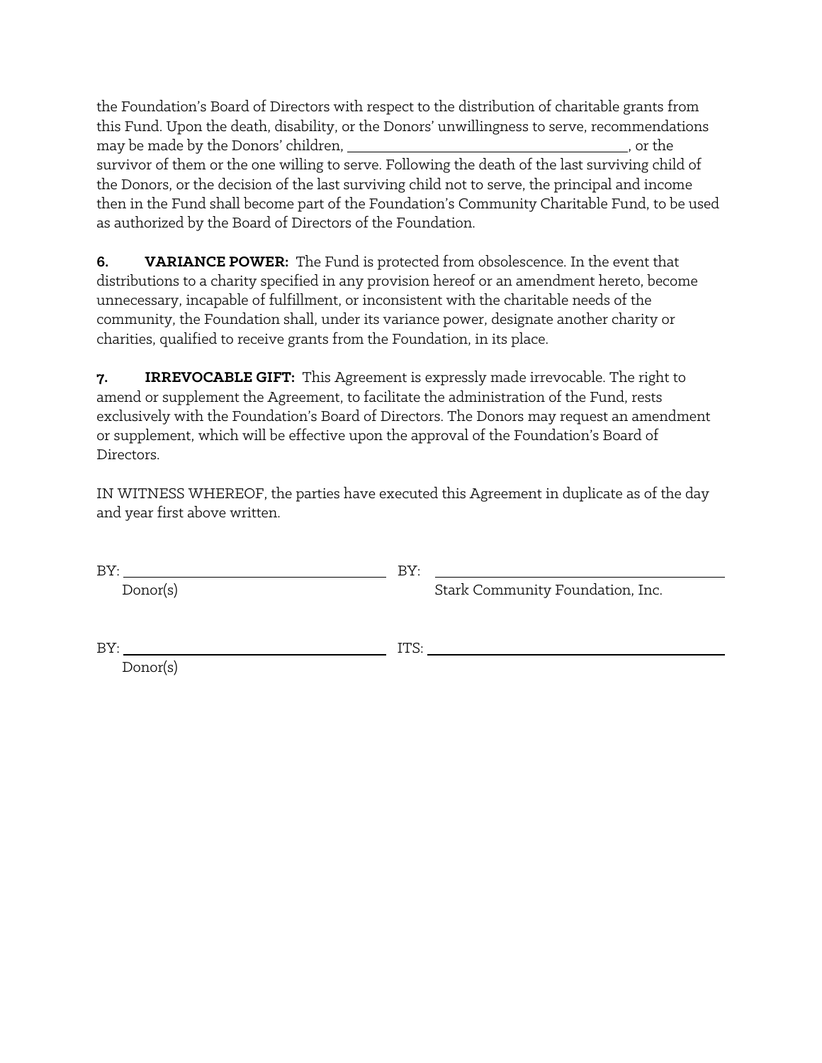the Foundation's Board of Directors with respect to the distribution of charitable grants from this Fund. Upon the death, disability, or the Donors' unwillingness to serve, recommendations may be made by the Donors' children, ______________________________________, or the survivor of them or the one willing to serve. Following the death of the last surviving child of the Donors, or the decision of the last surviving child not to serve, the principal and income then in the Fund shall become part of the Foundation's Community Charitable Fund, to be used as authorized by the Board of Directors of the Foundation.

**6. VARIANCE POWER:** The Fund is protected from obsolescence. In the event that distributions to a charity specified in any provision hereof or an amendment hereto, become unnecessary, incapable of fulfillment, or inconsistent with the charitable needs of the community, the Foundation shall, under its variance power, designate another charity or charities, qualified to receive grants from the Foundation, in its place.

**7. IRREVOCABLE GIFT:** This Agreement is expressly made irrevocable. The right to amend or supplement the Agreement, to facilitate the administration of the Fund, rests exclusively with the Foundation's Board of Directors. The Donors may request an amendment or supplement, which will be effective upon the approval of the Foundation's Board of Directors.

IN WITNESS WHEREOF, the parties have executed this Agreement in duplicate as of the day and year first above written.

BY: ______________________________
Donor(s)

BY: ______________________________
Donor(s)

BY: ______________________________
Stark Community Foundation, Inc.

ITS: ______________________________